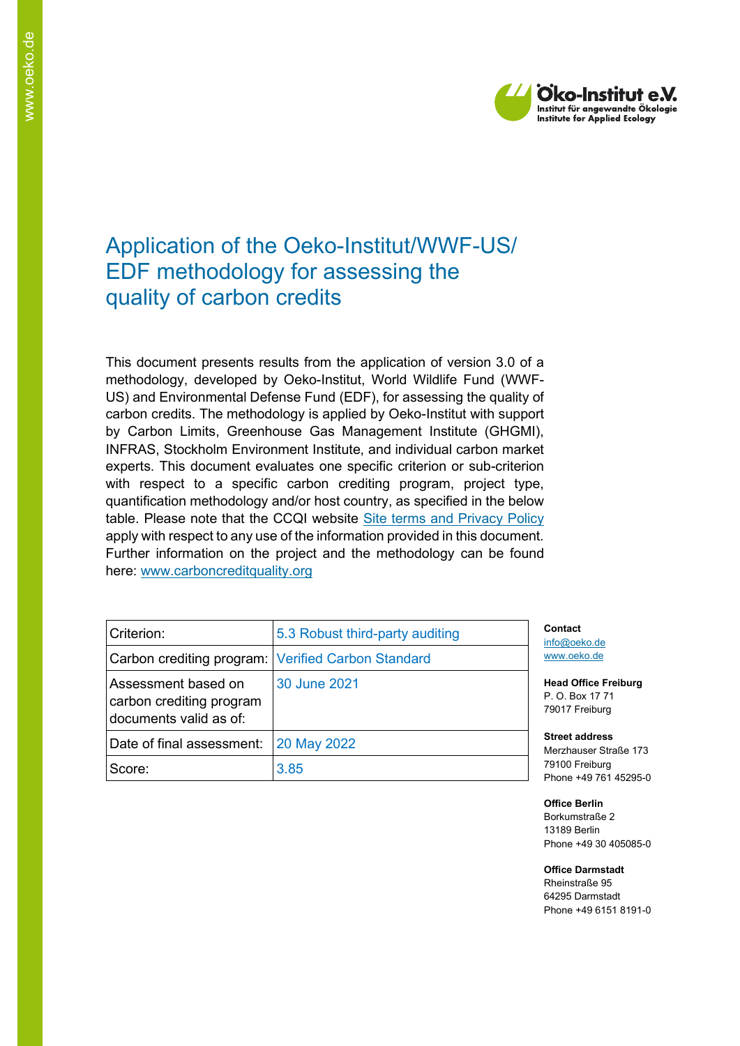# Application of the Oeko-Institut/WWF-US/ EDF methodology for assessing the quality of carbon credits

This document presents results from the application of version 3.0 of a methodology, developed by Oeko-Institut, World Wildlife Fund (WWF-US) and Environmental Defense Fund (EDF), for assessing the quality of carbon credits. The methodology is applied by Oeko-Institut with support by Carbon Limits, Greenhouse Gas Management Institute (GHGMI), INFRAS, Stockholm Environment Institute, and individual carbon market experts. This document evaluates one specific criterion or sub-criterion with respect to a specific carbon crediting program, project type, quantification methodology and/or host country, as specified in the below table. Please note that the CCQI website Site terms and Privacy Policy apply with respect to any use of the information provided in this document. Further information on the project and the methodology can be found here: www.carboncreditquality.org

| Criterion: | 5.3 Robust third-party auditing |
|---|---|
| Carbon crediting program: | Verified Carbon Standard |
| Assessment based on carbon crediting program documents valid as of: | 30 June 2021 |
| Date of final assessment: | 20 May 2022 |
| Score: | 3.85 |

**Contact**
info@oeko.de
www.oeko.de

**Head Office Freiburg**
P. O. Box 17 71
79017 Freiburg

**Street address**
Merzhauser Straße 173
79100 Freiburg
Phone +49 761 45295-0

**Office Berlin**
Borkumstraße 2
13189 Berlin
Phone +49 30 405085-0

**Office Darmstadt**
Rheinstraße 95
64295 Darmstadt
Phone +49 6151 8191-0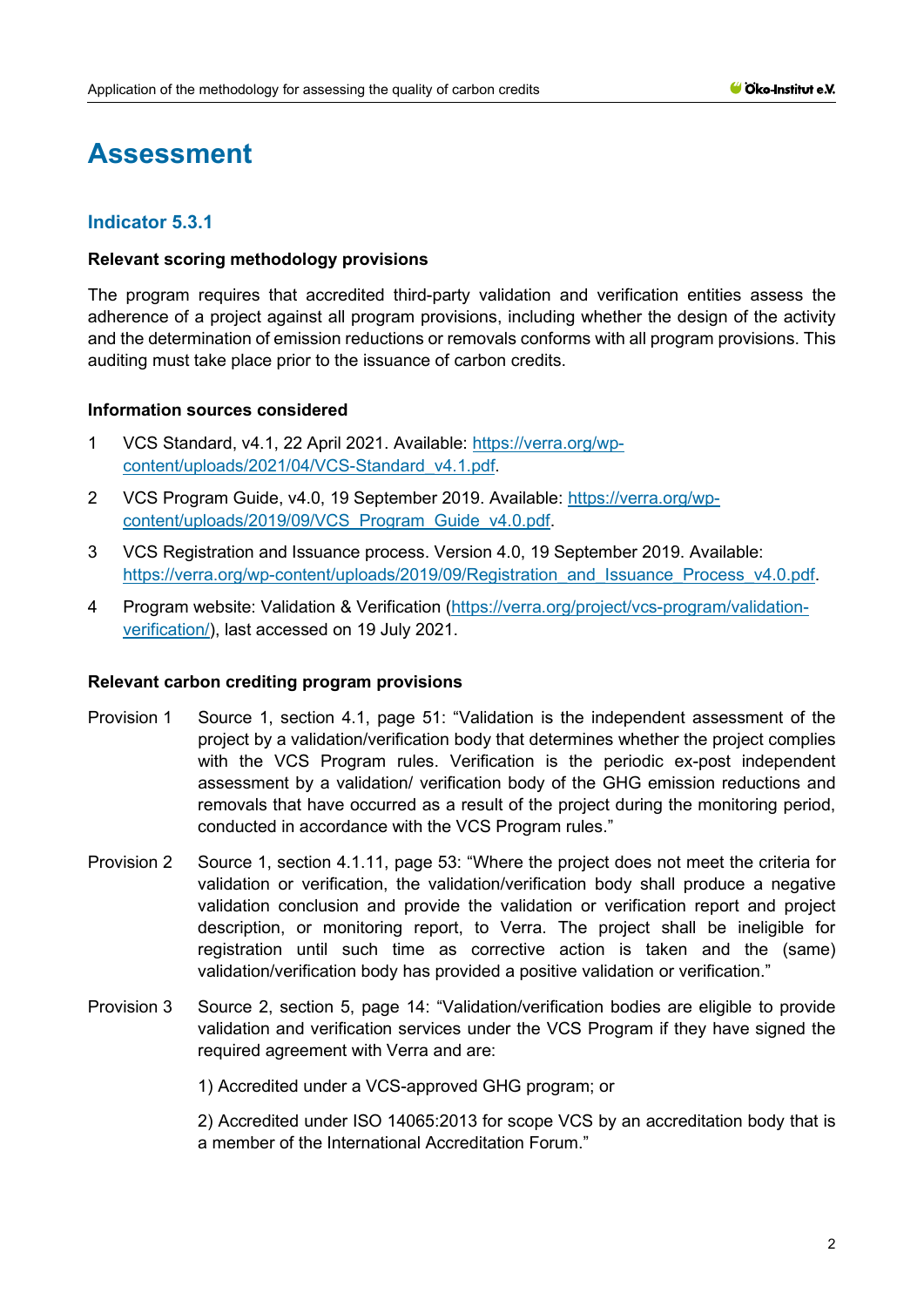# Assessment

## Indicator 5.3.1

**Relevant scoring methodology provisions**

The program requires that accredited third-party validation and verification entities assess the adherence of a project against all program provisions, including whether the design of the activity and the determination of emission reductions or removals conforms with all program provisions. This auditing must take place prior to the issuance of carbon credits.

**Information sources considered**

1. VCS Standard, v4.1, 22 April 2021. Available: https://verra.org/wp-content/uploads/2021/04/VCS-Standard_v4.1.pdf.
2. VCS Program Guide, v4.0, 19 September 2019. Available: https://verra.org/wp-content/uploads/2019/09/VCS_Program_Guide_v4.0.pdf.
3. VCS Registration and Issuance process. Version 4.0, 19 September 2019. Available: https://verra.org/wp-content/uploads/2019/09/Registration_and_Issuance_Process_v4.0.pdf.
4. Program website: Validation & Verification (https://verra.org/project/vcs-program/validation-verification/), last accessed on 19 July 2021.

**Relevant carbon crediting program provisions**

Provision 1 Source 1, section 4.1, page 51: "Validation is the independent assessment of the project by a validation/verification body that determines whether the project complies with the VCS Program rules. Verification is the periodic ex-post independent assessment by a validation/ verification body of the GHG emission reductions and removals that have occurred as a result of the project during the monitoring period, conducted in accordance with the VCS Program rules."

Provision 2 Source 1, section 4.1.11, page 53: "Where the project does not meet the criteria for validation or verification, the validation/verification body shall produce a negative validation conclusion and provide the validation or verification report and project description, or monitoring report, to Verra. The project shall be ineligible for registration until such time as corrective action is taken and the (same) validation/verification body has provided a positive validation or verification."

Provision 3 Source 2, section 5, page 14: "Validation/verification bodies are eligible to provide validation and verification services under the VCS Program if they have signed the required agreement with Verra and are:

1) Accredited under a VCS-approved GHG program; or

2) Accredited under ISO 14065:2013 for scope VCS by an accreditation body that is a member of the International Accreditation Forum."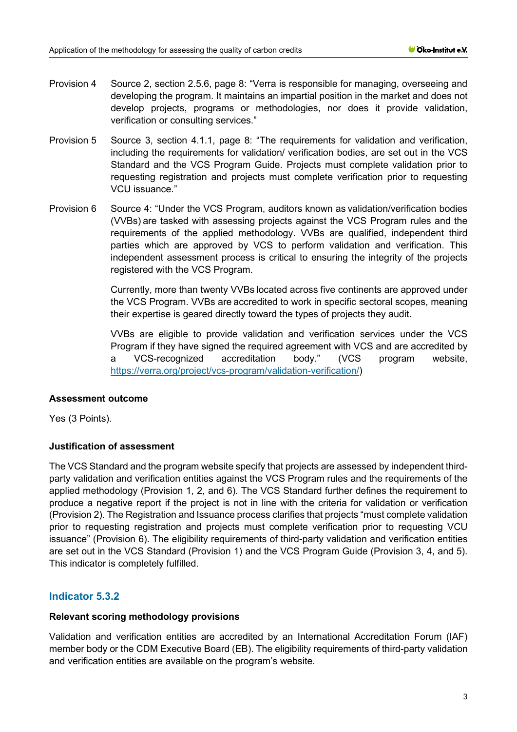Provision 4 Source 2, section 2.5.6, page 8: "Verra is responsible for managing, overseeing and developing the program. It maintains an impartial position in the market and does not develop projects, programs or methodologies, nor does it provide validation, verification or consulting services."

Provision 5 Source 3, section 4.1.1, page 8: "The requirements for validation and verification, including the requirements for validation/ verification bodies, are set out in the VCS Standard and the VCS Program Guide. Projects must complete validation prior to requesting registration and projects must complete verification prior to requesting VCU issuance."

Provision 6 Source 4: "Under the VCS Program, auditors known as validation/verification bodies (VVBs) are tasked with assessing projects against the VCS Program rules and the requirements of the applied methodology. VVBs are qualified, independent third parties which are approved by VCS to perform validation and verification. This independent assessment process is critical to ensuring the integrity of the projects registered with the VCS Program.

Currently, more than twenty VVBs located across five continents are approved under the VCS Program. VVBs are accredited to work in specific sectoral scopes, meaning their expertise is geared directly toward the types of projects they audit.

VVBs are eligible to provide validation and verification services under the VCS Program if they have signed the required agreement with VCS and are accredited by a VCS-recognized accreditation body." (VCS program website, https://verra.org/project/vcs-program/validation-verification/)

**Assessment outcome**

Yes (3 Points).

**Justification of assessment**

The VCS Standard and the program website specify that projects are assessed by independent third-party validation and verification entities against the VCS Program rules and the requirements of the applied methodology (Provision 1, 2, and 6). The VCS Standard further defines the requirement to produce a negative report if the project is not in line with the criteria for validation or verification (Provision 2). The Registration and Issuance process clarifies that projects "must complete validation prior to requesting registration and projects must complete verification prior to requesting VCU issuance" (Provision 6). The eligibility requirements of third-party validation and verification entities are set out in the VCS Standard (Provision 1) and the VCS Program Guide (Provision 3, 4, and 5). This indicator is completely fulfilled.

## Indicator 5.3.2

**Relevant scoring methodology provisions**

Validation and verification entities are accredited by an International Accreditation Forum (IAF) member body or the CDM Executive Board (EB). The eligibility requirements of third-party validation and verification entities are available on the program's website.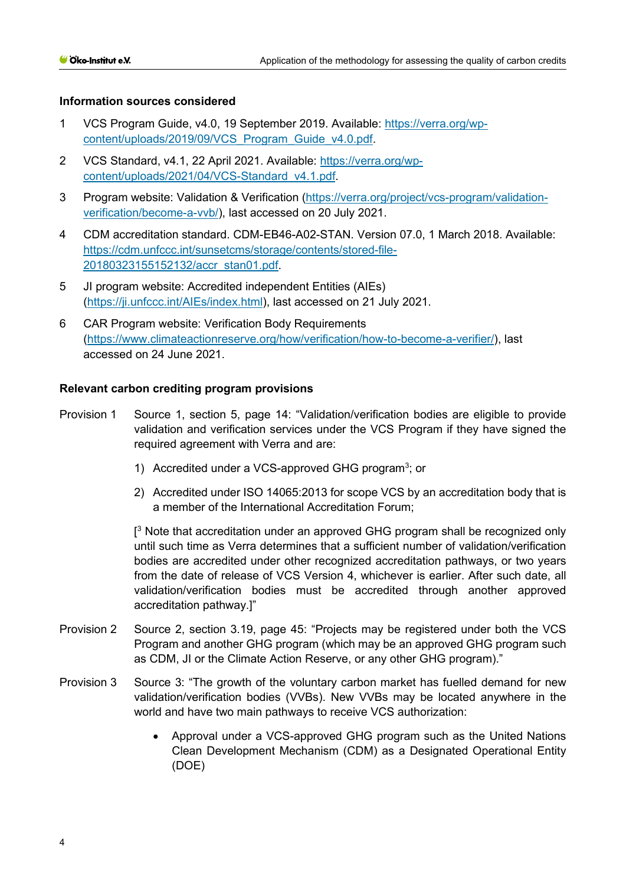**Information sources considered**

1. VCS Program Guide, v4.0, 19 September 2019. Available: [https://verra.org/wp-content/uploads/2019/09/VCS_Program_Guide_v4.0.pdf](https://verra.org/wp-content/uploads/2019/09/VCS_Program_Guide_v4.0.pdf).
2. VCS Standard, v4.1, 22 April 2021. Available: [https://verra.org/wp-content/uploads/2021/04/VCS-Standard_v4.1.pdf](https://verra.org/wp-content/uploads/2021/04/VCS-Standard_v4.1.pdf).
3. Program website: Validation & Verification ([https://verra.org/project/vcs-program/validation-verification/become-a-vvb/](https://verra.org/project/vcs-program/validation-verification/become-a-vvb/)), last accessed on 20 July 2021.
4. CDM accreditation standard. CDM-EB46-A02-STAN. Version 07.0, 1 March 2018. Available: [https://cdm.unfccc.int/sunsetcms/storage/contents/stored-file-20180323155152132/accr_stan01.pdf](https://cdm.unfccc.int/sunsetcms/storage/contents/stored-file-20180323155152132/accr_stan01.pdf).
5. JI program website: Accredited independent Entities (AIEs) ([https://ji.unfccc.int/AIEs/index.html](https://ji.unfccc.int/AIEs/index.html)), last accessed on 21 July 2021.
6. CAR Program website: Verification Body Requirements ([https://www.climateactionreserve.org/how/verification/how-to-become-a-verifier/](https://www.climateactionreserve.org/how/verification/how-to-become-a-verifier/)), last accessed on 24 June 2021.

**Relevant carbon crediting program provisions**

Provision 1 Source 1, section 5, page 14: "Validation/verification bodies are eligible to provide validation and verification services under the VCS Program if they have signed the required agreement with Verra and are:

1) Accredited under a VCS-approved GHG program[3]; or
2) Accredited under ISO 14065:2013 for scope VCS by an accreditation body that is a member of the International Accreditation Forum;

[[3] Note that accreditation under an approved GHG program shall be recognized only until such time as Verra determines that a sufficient number of validation/verification bodies are accredited under other recognized accreditation pathways, or two years from the date of release of VCS Version 4, whichever is earlier. After such date, all validation/verification bodies must be accredited through another approved accreditation pathway.]"

Provision 2 Source 2, section 3.19, page 45: "Projects may be registered under both the VCS Program and another GHG program (which may be an approved GHG program such as CDM, JI or the Climate Action Reserve, or any other GHG program)."

Provision 3 Source 3: "The growth of the voluntary carbon market has fuelled demand for new validation/verification bodies (VVBs). New VVBs may be located anywhere in the world and have two main pathways to receive VCS authorization:

- Approval under a VCS-approved GHG program such as the United Nations Clean Development Mechanism (CDM) as a Designated Operational Entity (DOE)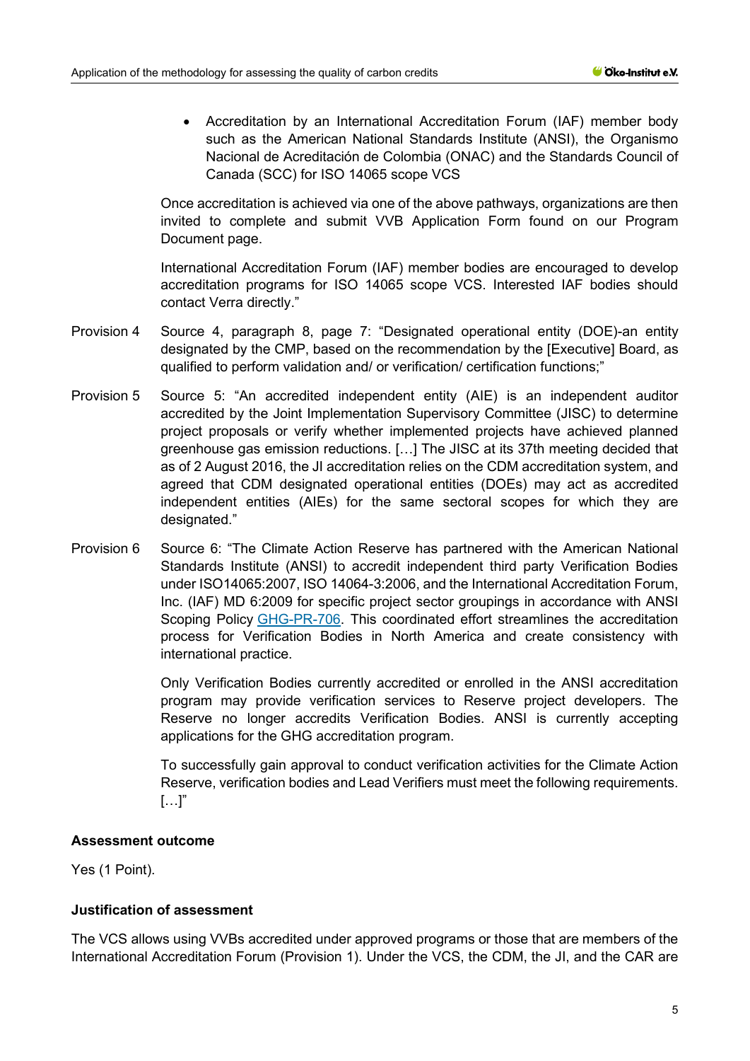- Accreditation by an International Accreditation Forum (IAF) member body such as the American National Standards Institute (ANSI), the Organismo Nacional de Acreditación de Colombia (ONAC) and the Standards Council of Canada (SCC) for ISO 14065 scope VCS

Once accreditation is achieved via one of the above pathways, organizations are then invited to complete and submit VVB Application Form found on our Program Document page.

International Accreditation Forum (IAF) member bodies are encouraged to develop accreditation programs for ISO 14065 scope VCS. Interested IAF bodies should contact Verra directly."

Provision 4 Source 4, paragraph 8, page 7: "Designated operational entity (DOE)-an entity designated by the CMP, based on the recommendation by the [Executive] Board, as qualified to perform validation and/ or verification/ certification functions;"

Provision 5 Source 5: "An accredited independent entity (AIE) is an independent auditor accredited by the Joint Implementation Supervisory Committee (JISC) to determine project proposals or verify whether implemented projects have achieved planned greenhouse gas emission reductions. […] The JISC at its 37th meeting decided that as of 2 August 2016, the JI accreditation relies on the CDM accreditation system, and agreed that CDM designated operational entities (DOEs) may act as accredited independent entities (AIEs) for the same sectoral scopes for which they are designated."

Provision 6 Source 6: "The Climate Action Reserve has partnered with the American National Standards Institute (ANSI) to accredit independent third party Verification Bodies under ISO14065:2007, ISO 14064-3:2006, and the International Accreditation Forum, Inc. (IAF) MD 6:2009 for specific project sector groupings in accordance with ANSI Scoping Policy GHG-PR-706. This coordinated effort streamlines the accreditation process for Verification Bodies in North America and create consistency with international practice.

Only Verification Bodies currently accredited or enrolled in the ANSI accreditation program may provide verification services to Reserve project developers. The Reserve no longer accredits Verification Bodies. ANSI is currently accepting applications for the GHG accreditation program.

To successfully gain approval to conduct verification activities for the Climate Action Reserve, verification bodies and Lead Verifiers must meet the following requirements. […]"

**Assessment outcome**

Yes (1 Point).

**Justification of assessment**

The VCS allows using VVBs accredited under approved programs or those that are members of the International Accreditation Forum (Provision 1). Under the VCS, the CDM, the JI, and the CAR are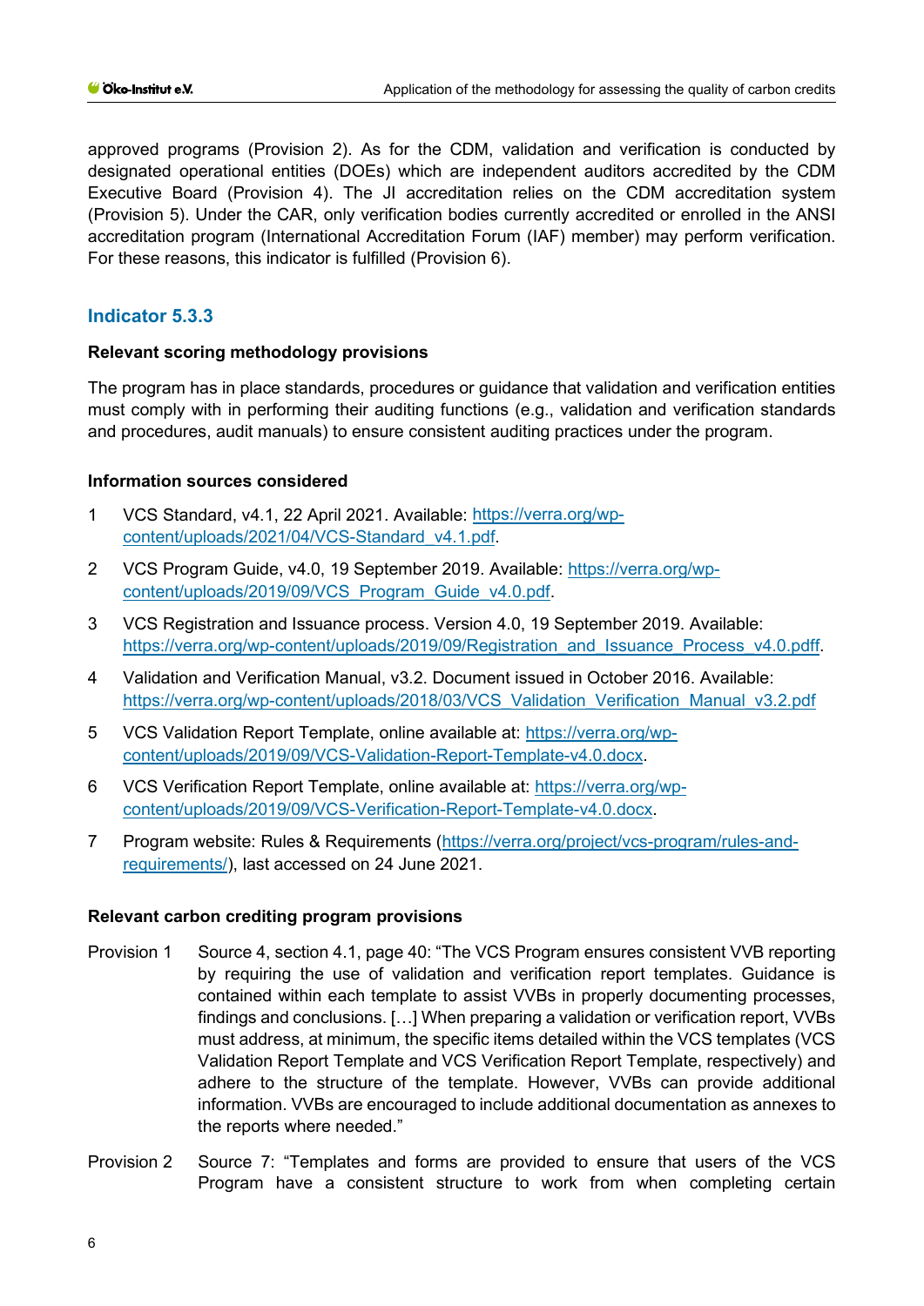approved programs (Provision 2). As for the CDM, validation and verification is conducted by designated operational entities (DOEs) which are independent auditors accredited by the CDM Executive Board (Provision 4). The JI accreditation relies on the CDM accreditation system (Provision 5). Under the CAR, only verification bodies currently accredited or enrolled in the ANSI accreditation program (International Accreditation Forum (IAF) member) may perform verification. For these reasons, this indicator is fulfilled (Provision 6).

## Indicator 5.3.3

### Relevant scoring methodology provisions

The program has in place standards, procedures or guidance that validation and verification entities must comply with in performing their auditing functions (e.g., validation and verification standards and procedures, audit manuals) to ensure consistent auditing practices under the program.

### Information sources considered

1. VCS Standard, v4.1, 22 April 2021. Available: https://verra.org/wp-content/uploads/2021/04/VCS-Standard_v4.1.pdf.
2. VCS Program Guide, v4.0, 19 September 2019. Available: https://verra.org/wp-content/uploads/2019/09/VCS_Program_Guide_v4.0.pdf.
3. VCS Registration and Issuance process. Version 4.0, 19 September 2019. Available: https://verra.org/wp-content/uploads/2019/09/Registration_and_Issuance_Process_v4.0.pdff.
4. Validation and Verification Manual, v3.2. Document issued in October 2016. Available: https://verra.org/wp-content/uploads/2018/03/VCS_Validation_Verification_Manual_v3.2.pdf
5. VCS Validation Report Template, online available at: https://verra.org/wp-content/uploads/2019/09/VCS-Validation-Report-Template-v4.0.docx.
6. VCS Verification Report Template, online available at: https://verra.org/wp-content/uploads/2019/09/VCS-Verification-Report-Template-v4.0.docx.
7. Program website: Rules & Requirements (https://verra.org/project/vcs-program/rules-and-requirements/), last accessed on 24 June 2021.

### Relevant carbon crediting program provisions

Provision 1 Source 4, section 4.1, page 40: “The VCS Program ensures consistent VVB reporting by requiring the use of validation and verification report templates. Guidance is contained within each template to assist VVBs in properly documenting processes, findings and conclusions. […] When preparing a validation or verification report, VVBs must address, at minimum, the specific items detailed within the VCS templates (VCS Validation Report Template and VCS Verification Report Template, respectively) and adhere to the structure of the template. However, VVBs can provide additional information. VVBs are encouraged to include additional documentation as annexes to the reports where needed.”

Provision 2 Source 7: “Templates and forms are provided to ensure that users of the VCS Program have a consistent structure to work from when completing certain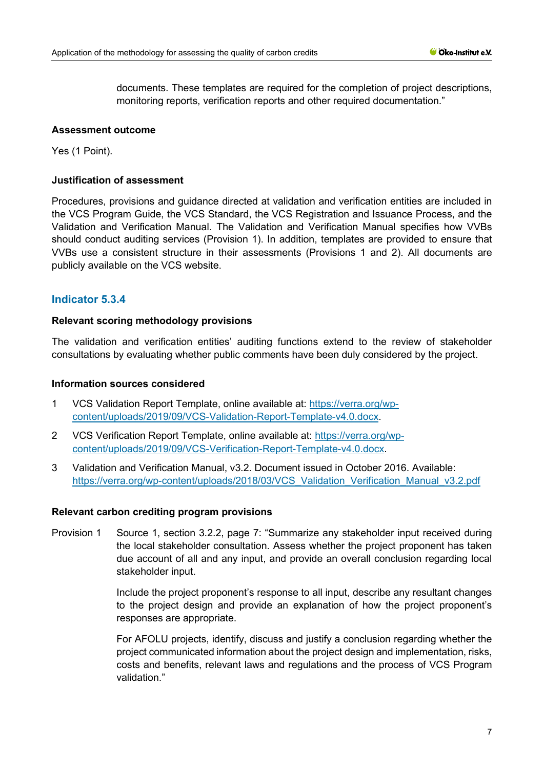documents. These templates are required for the completion of project descriptions, monitoring reports, verification reports and other required documentation."

**Assessment outcome**

Yes (1 Point).

**Justification of assessment**

Procedures, provisions and guidance directed at validation and verification entities are included in the VCS Program Guide, the VCS Standard, the VCS Registration and Issuance Process, and the Validation and Verification Manual. The Validation and Verification Manual specifies how VVBs should conduct auditing services (Provision 1). In addition, templates are provided to ensure that VVBs use a consistent structure in their assessments (Provisions 1 and 2). All documents are publicly available on the VCS website.

### Indicator 5.3.4

**Relevant scoring methodology provisions**

The validation and verification entities' auditing functions extend to the review of stakeholder consultations by evaluating whether public comments have been duly considered by the project.

**Information sources considered**

1. VCS Validation Report Template, online available at: https://verra.org/wp-content/uploads/2019/09/VCS-Validation-Report-Template-v4.0.docx.
2. VCS Verification Report Template, online available at: https://verra.org/wp-content/uploads/2019/09/VCS-Verification-Report-Template-v4.0.docx.
3. Validation and Verification Manual, v3.2. Document issued in October 2016. Available: https://verra.org/wp-content/uploads/2018/03/VCS_Validation_Verification_Manual_v3.2.pdf

**Relevant carbon crediting program provisions**

Provision 1 Source 1, section 3.2.2, page 7: "Summarize any stakeholder input received during the local stakeholder consultation. Assess whether the project proponent has taken due account of all and any input, and provide an overall conclusion regarding local stakeholder input.

Include the project proponent's response to all input, describe any resultant changes to the project design and provide an explanation of how the project proponent's responses are appropriate.

For AFOLU projects, identify, discuss and justify a conclusion regarding whether the project communicated information about the project design and implementation, risks, costs and benefits, relevant laws and regulations and the process of VCS Program validation."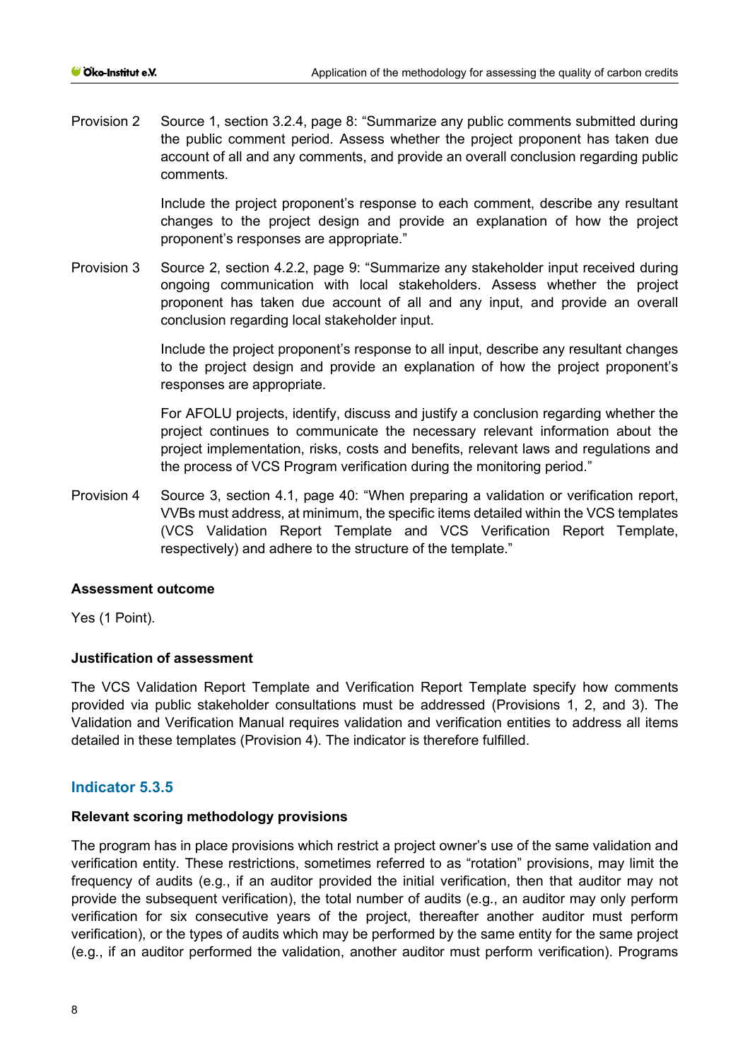Provision 2 Source 1, section 3.2.4, page 8: "Summarize any public comments submitted during the public comment period. Assess whether the project proponent has taken due account of all and any comments, and provide an overall conclusion regarding public comments.

Include the project proponent's response to each comment, describe any resultant changes to the project design and provide an explanation of how the project proponent's responses are appropriate."

Provision 3 Source 2, section 4.2.2, page 9: "Summarize any stakeholder input received during ongoing communication with local stakeholders. Assess whether the project proponent has taken due account of all and any input, and provide an overall conclusion regarding local stakeholder input.

Include the project proponent's response to all input, describe any resultant changes to the project design and provide an explanation of how the project proponent's responses are appropriate.

For AFOLU projects, identify, discuss and justify a conclusion regarding whether the project continues to communicate the necessary relevant information about the project implementation, risks, costs and benefits, relevant laws and regulations and the process of VCS Program verification during the monitoring period."

Provision 4 Source 3, section 4.1, page 40: "When preparing a validation or verification report, VVBs must address, at minimum, the specific items detailed within the VCS templates (VCS Validation Report Template and VCS Verification Report Template, respectively) and adhere to the structure of the template."

**Assessment outcome**

Yes (1 Point).

**Justification of assessment**

The VCS Validation Report Template and Verification Report Template specify how comments provided via public stakeholder consultations must be addressed (Provisions 1, 2, and 3). The Validation and Verification Manual requires validation and verification entities to address all items detailed in these templates (Provision 4). The indicator is therefore fulfilled.

## Indicator 5.3.5

**Relevant scoring methodology provisions**

The program has in place provisions which restrict a project owner's use of the same validation and verification entity. These restrictions, sometimes referred to as "rotation" provisions, may limit the frequency of audits (e.g., if an auditor provided the initial verification, then that auditor may not provide the subsequent verification), the total number of audits (e.g., an auditor may only perform verification for six consecutive years of the project, thereafter another auditor must perform verification), or the types of audits which may be performed by the same entity for the same project (e.g., if an auditor performed the validation, another auditor must perform verification). Programs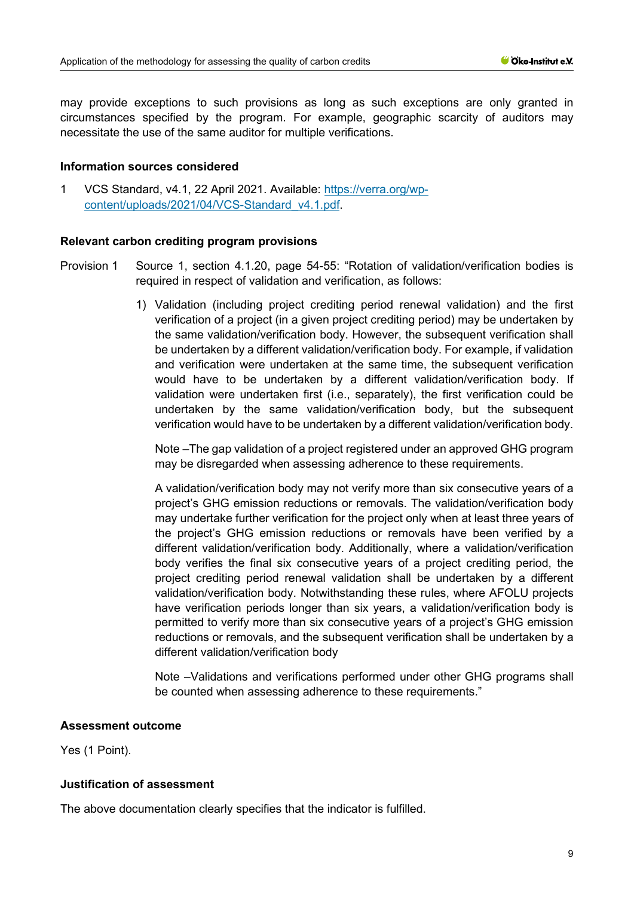may provide exceptions to such provisions as long as such exceptions are only granted in circumstances specified by the program. For example, geographic scarcity of auditors may necessitate the use of the same auditor for multiple verifications.

**Information sources considered**

1 VCS Standard, v4.1, 22 April 2021. Available: [https://verra.org/wp-content/uploads/2021/04/VCS-Standard_v4.1.pdf](https://verra.org/wp-content/uploads/2021/04/VCS-Standard_v4.1.pdf).

**Relevant carbon crediting program provisions**

Provision 1 Source 1, section 4.1.20, page 54-55: "Rotation of validation/verification bodies is required in respect of validation and verification, as follows:

1) Validation (including project crediting period renewal validation) and the first verification of a project (in a given project crediting period) may be undertaken by the same validation/verification body. However, the subsequent verification shall be undertaken by a different validation/verification body. For example, if validation and verification were undertaken at the same time, the subsequent verification would have to be undertaken by a different validation/verification body. If validation were undertaken first (i.e., separately), the first verification could be undertaken by the same validation/verification body, but the subsequent verification would have to be undertaken by a different validation/verification body.

   Note –The gap validation of a project registered under an approved GHG program may be disregarded when assessing adherence to these requirements.

   A validation/verification body may not verify more than six consecutive years of a project's GHG emission reductions or removals. The validation/verification body may undertake further verification for the project only when at least three years of the project's GHG emission reductions or removals have been verified by a different validation/verification body. Additionally, where a validation/verification body verifies the final six consecutive years of a project crediting period, the project crediting period renewal validation shall be undertaken by a different validation/verification body. Notwithstanding these rules, where AFOLU projects have verification periods longer than six years, a validation/verification body is permitted to verify more than six consecutive years of a project's GHG emission reductions or removals, and the subsequent verification shall be undertaken by a different validation/verification body

   Note –Validations and verifications performed under other GHG programs shall be counted when assessing adherence to these requirements."

**Assessment outcome**

Yes (1 Point).

**Justification of assessment**

The above documentation clearly specifies that the indicator is fulfilled.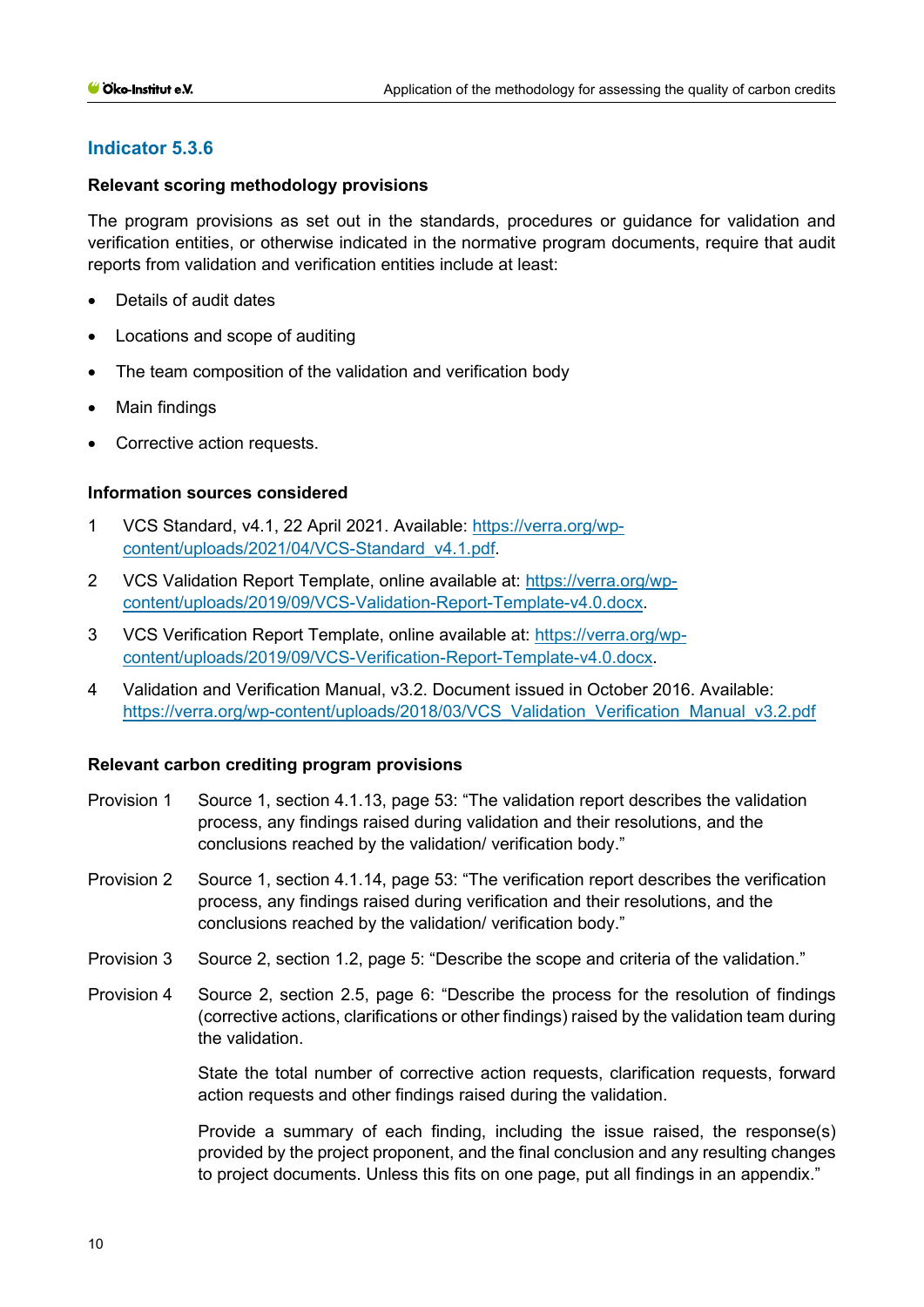## Indicator 5.3.6

**Relevant scoring methodology provisions**

The program provisions as set out in the standards, procedures or guidance for validation and verification entities, or otherwise indicated in the normative program documents, require that audit reports from validation and verification entities include at least:

- Details of audit dates
- Locations and scope of auditing
- The team composition of the validation and verification body
- Main findings
- Corrective action requests.

**Information sources considered**

1. VCS Standard, v4.1, 22 April 2021. Available: https://verra.org/wp-content/uploads/2021/04/VCS-Standard_v4.1.pdf.
2. VCS Validation Report Template, online available at: https://verra.org/wp-content/uploads/2019/09/VCS-Validation-Report-Template-v4.0.docx.
3. VCS Verification Report Template, online available at: https://verra.org/wp-content/uploads/2019/09/VCS-Verification-Report-Template-v4.0.docx.
4. Validation and Verification Manual, v3.2. Document issued in October 2016. Available: https://verra.org/wp-content/uploads/2018/03/VCS_Validation_Verification_Manual_v3.2.pdf

**Relevant carbon crediting program provisions**

Provision 1 Source 1, section 4.1.13, page 53: "The validation report describes the validation process, any findings raised during validation and their resolutions, and the conclusions reached by the validation/ verification body."

Provision 2 Source 1, section 4.1.14, page 53: "The verification report describes the verification process, any findings raised during verification and their resolutions, and the conclusions reached by the validation/ verification body."

Provision 3 Source 2, section 1.2, page 5: "Describe the scope and criteria of the validation."

Provision 4 Source 2, section 2.5, page 6: "Describe the process for the resolution of findings (corrective actions, clarifications or other findings) raised by the validation team during the validation.

State the total number of corrective action requests, clarification requests, forward action requests and other findings raised during the validation.

Provide a summary of each finding, including the issue raised, the response(s) provided by the project proponent, and the final conclusion and any resulting changes to project documents. Unless this fits on one page, put all findings in an appendix."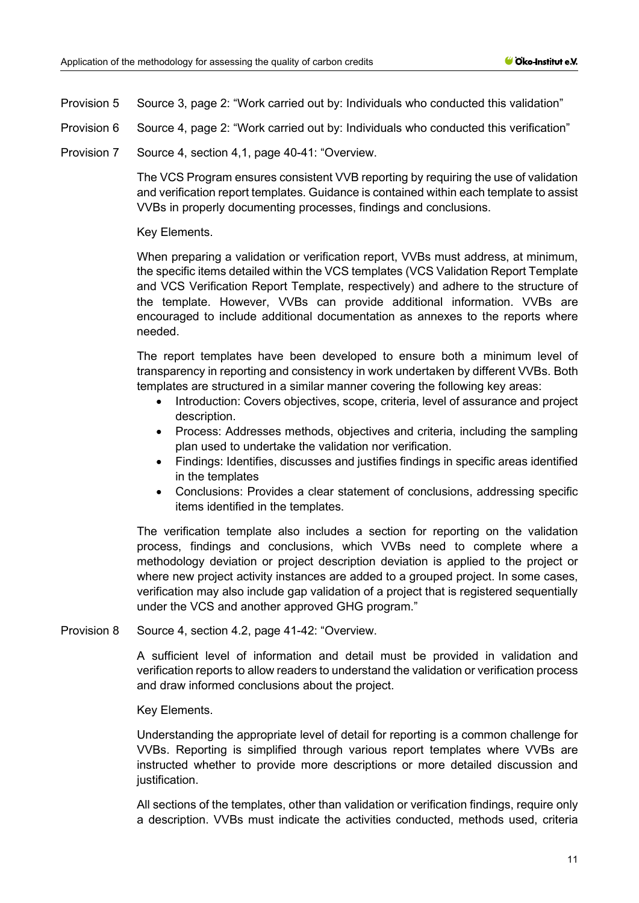Provision 5 Source 3, page 2: “Work carried out by: Individuals who conducted this validation”

Provision 6 Source 4, page 2: “Work carried out by: Individuals who conducted this verification”

Provision 7 Source 4, section 4,1, page 40-41: “Overview.

The VCS Program ensures consistent VVB reporting by requiring the use of validation and verification report templates. Guidance is contained within each template to assist VVBs in properly documenting processes, findings and conclusions.

Key Elements.

When preparing a validation or verification report, VVBs must address, at minimum, the specific items detailed within the VCS templates (VCS Validation Report Template and VCS Verification Report Template, respectively) and adhere to the structure of the template. However, VVBs can provide additional information. VVBs are encouraged to include additional documentation as annexes to the reports where needed.

The report templates have been developed to ensure both a minimum level of transparency in reporting and consistency in work undertaken by different VVBs. Both templates are structured in a similar manner covering the following key areas:

- Introduction: Covers objectives, scope, criteria, level of assurance and project description.
- Process: Addresses methods, objectives and criteria, including the sampling plan used to undertake the validation nor verification.
- Findings: Identifies, discusses and justifies findings in specific areas identified in the templates
- Conclusions: Provides a clear statement of conclusions, addressing specific items identified in the templates.

The verification template also includes a section for reporting on the validation process, findings and conclusions, which VVBs need to complete where a methodology deviation or project description deviation is applied to the project or where new project activity instances are added to a grouped project. In some cases, verification may also include gap validation of a project that is registered sequentially under the VCS and another approved GHG program.”

Provision 8 Source 4, section 4.2, page 41-42: “Overview.

A sufficient level of information and detail must be provided in validation and verification reports to allow readers to understand the validation or verification process and draw informed conclusions about the project.

Key Elements.

Understanding the appropriate level of detail for reporting is a common challenge for VVBs. Reporting is simplified through various report templates where VVBs are instructed whether to provide more descriptions or more detailed discussion and justification.

All sections of the templates, other than validation or verification findings, require only a description. VVBs must indicate the activities conducted, methods used, criteria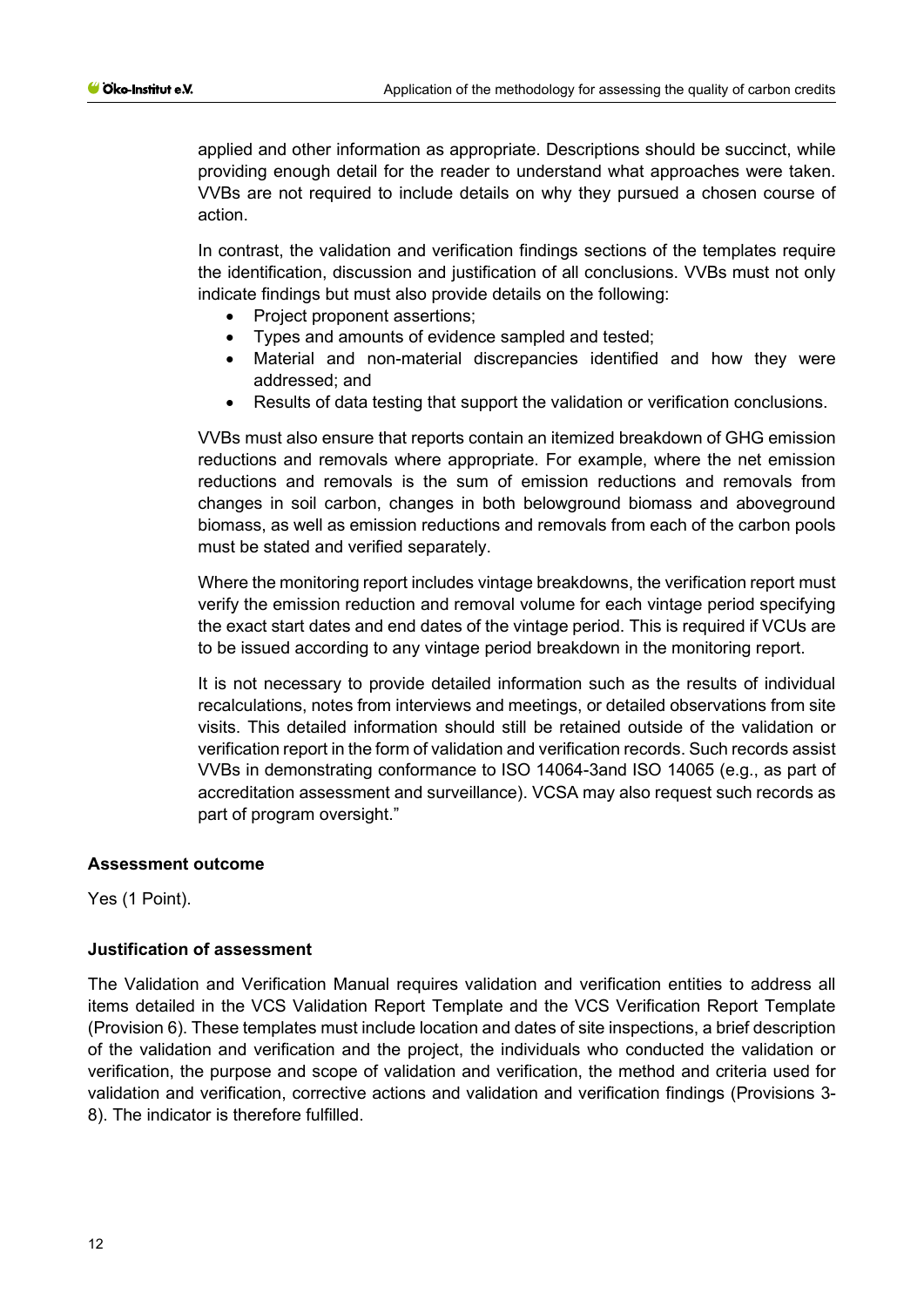applied and other information as appropriate. Descriptions should be succinct, while providing enough detail for the reader to understand what approaches were taken. VVBs are not required to include details on why they pursued a chosen course of action.

In contrast, the validation and verification findings sections of the templates require the identification, discussion and justification of all conclusions. VVBs must not only indicate findings but must also provide details on the following:

- Project proponent assertions;
- Types and amounts of evidence sampled and tested;
- Material and non-material discrepancies identified and how they were addressed; and
- Results of data testing that support the validation or verification conclusions.

VVBs must also ensure that reports contain an itemized breakdown of GHG emission reductions and removals where appropriate. For example, where the net emission reductions and removals is the sum of emission reductions and removals from changes in soil carbon, changes in both belowground biomass and aboveground biomass, as well as emission reductions and removals from each of the carbon pools must be stated and verified separately.

Where the monitoring report includes vintage breakdowns, the verification report must verify the emission reduction and removal volume for each vintage period specifying the exact start dates and end dates of the vintage period. This is required if VCUs are to be issued according to any vintage period breakdown in the monitoring report.

It is not necessary to provide detailed information such as the results of individual recalculations, notes from interviews and meetings, or detailed observations from site visits. This detailed information should still be retained outside of the validation or verification report in the form of validation and verification records. Such records assist VVBs in demonstrating conformance to ISO 14064-3and ISO 14065 (e.g., as part of accreditation assessment and surveillance). VCSA may also request such records as part of program oversight."

**Assessment outcome**

Yes (1 Point).

**Justification of assessment**

The Validation and Verification Manual requires validation and verification entities to address all items detailed in the VCS Validation Report Template and the VCS Verification Report Template (Provision 6). These templates must include location and dates of site inspections, a brief description of the validation and verification and the project, the individuals who conducted the validation or verification, the purpose and scope of validation and verification, the method and criteria used for validation and verification, corrective actions and validation and verification findings (Provisions 3-8). The indicator is therefore fulfilled.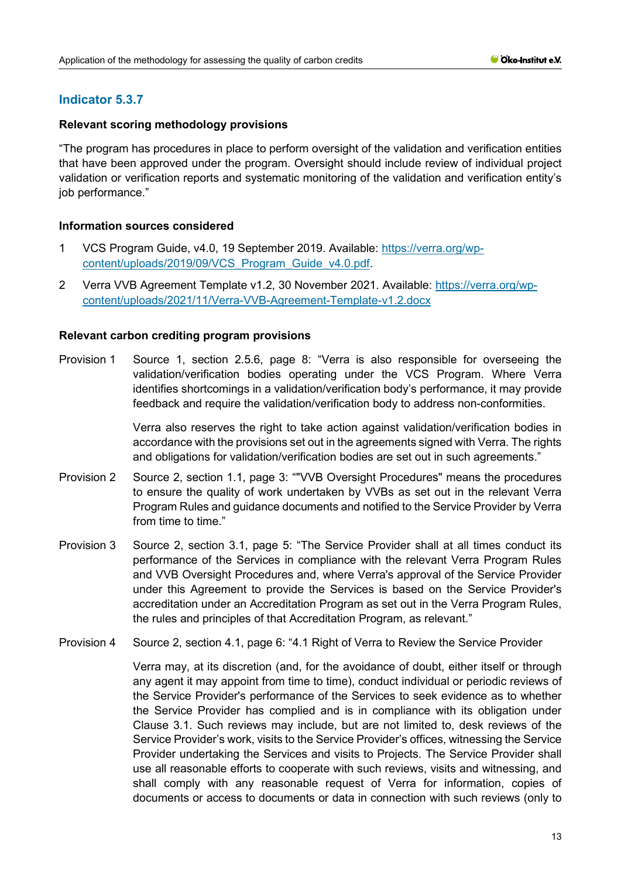## Indicator 5.3.7

**Relevant scoring methodology provisions**

"The program has procedures in place to perform oversight of the validation and verification entities that have been approved under the program. Oversight should include review of individual project validation or verification reports and systematic monitoring of the validation and verification entity's job performance."

**Information sources considered**

1. VCS Program Guide, v4.0, 19 September 2019. Available: [https://verra.org/wp-content/uploads/2019/09/VCS_Program_Guide_v4.0.pdf](https://verra.org/wp-content/uploads/2019/09/VCS_Program_Guide_v4.0.pdf).
2. Verra VVB Agreement Template v1.2, 30 November 2021. Available: [https://verra.org/wp-content/uploads/2021/11/Verra-VVB-Agreement-Template-v1.2.docx](https://verra.org/wp-content/uploads/2021/11/Verra-VVB-Agreement-Template-v1.2.docx)

**Relevant carbon crediting program provisions**

Provision 1 Source 1, section 2.5.6, page 8: "Verra is also responsible for overseeing the validation/verification bodies operating under the VCS Program. Where Verra identifies shortcomings in a validation/verification body's performance, it may provide feedback and require the validation/verification body to address non-conformities.

Verra also reserves the right to take action against validation/verification bodies in accordance with the provisions set out in the agreements signed with Verra. The rights and obligations for validation/verification bodies are set out in such agreements."

Provision 2 Source 2, section 1.1, page 3: ""VVB Oversight Procedures" means the procedures to ensure the quality of work undertaken by VVBs as set out in the relevant Verra Program Rules and guidance documents and notified to the Service Provider by Verra from time to time."

Provision 3 Source 2, section 3.1, page 5: "The Service Provider shall at all times conduct its performance of the Services in compliance with the relevant Verra Program Rules and VVB Oversight Procedures and, where Verra's approval of the Service Provider under this Agreement to provide the Services is based on the Service Provider's accreditation under an Accreditation Program as set out in the Verra Program Rules, the rules and principles of that Accreditation Program, as relevant."

Provision 4 Source 2, section 4.1, page 6: "4.1 Right of Verra to Review the Service Provider

Verra may, at its discretion (and, for the avoidance of doubt, either itself or through any agent it may appoint from time to time), conduct individual or periodic reviews of the Service Provider's performance of the Services to seek evidence as to whether the Service Provider has complied and is in compliance with its obligation under Clause 3.1. Such reviews may include, but are not limited to, desk reviews of the Service Provider's work, visits to the Service Provider's offices, witnessing the Service Provider undertaking the Services and visits to Projects. The Service Provider shall use all reasonable efforts to cooperate with such reviews, visits and witnessing, and shall comply with any reasonable request of Verra for information, copies of documents or access to documents or data in connection with such reviews (only to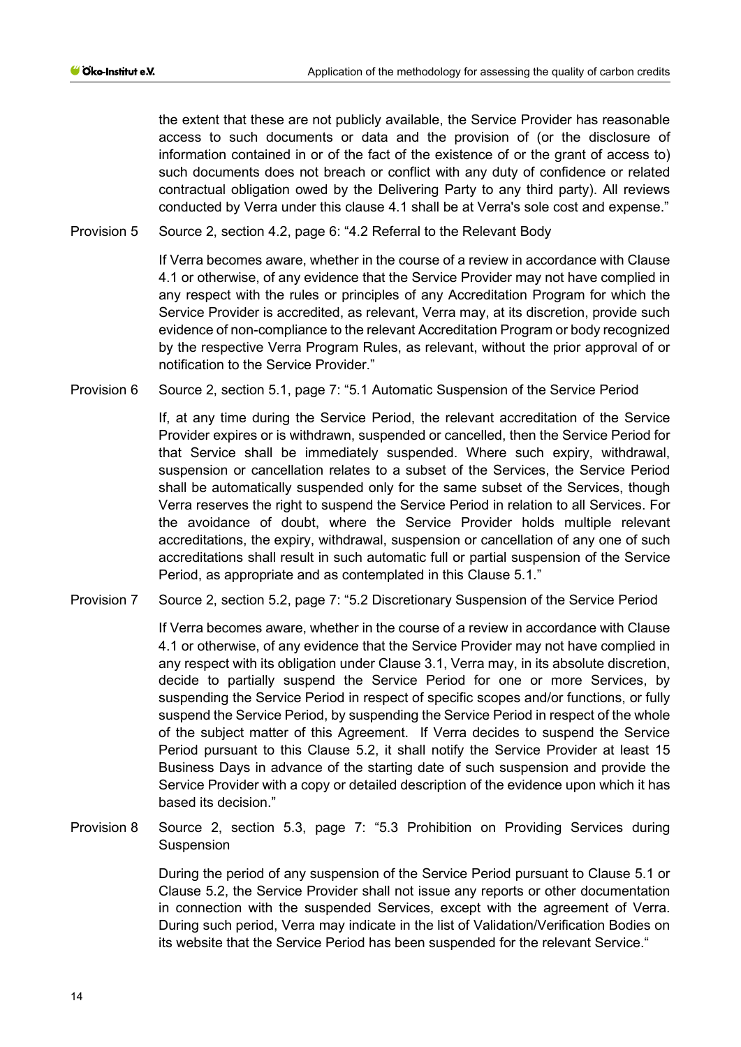the extent that these are not publicly available, the Service Provider has reasonable access to such documents or data and the provision of (or the disclosure of information contained in or of the fact of the existence of or the grant of access to) such documents does not breach or conflict with any duty of confidence or related contractual obligation owed by the Delivering Party to any third party). All reviews conducted by Verra under this clause 4.1 shall be at Verra's sole cost and expense."

Provision 5 Source 2, section 4.2, page 6: "4.2 Referral to the Relevant Body

If Verra becomes aware, whether in the course of a review in accordance with Clause 4.1 or otherwise, of any evidence that the Service Provider may not have complied in any respect with the rules or principles of any Accreditation Program for which the Service Provider is accredited, as relevant, Verra may, at its discretion, provide such evidence of non-compliance to the relevant Accreditation Program or body recognized by the respective Verra Program Rules, as relevant, without the prior approval of or notification to the Service Provider."

Provision 6 Source 2, section 5.1, page 7: "5.1 Automatic Suspension of the Service Period

If, at any time during the Service Period, the relevant accreditation of the Service Provider expires or is withdrawn, suspended or cancelled, then the Service Period for that Service shall be immediately suspended. Where such expiry, withdrawal, suspension or cancellation relates to a subset of the Services, the Service Period shall be automatically suspended only for the same subset of the Services, though Verra reserves the right to suspend the Service Period in relation to all Services. For the avoidance of doubt, where the Service Provider holds multiple relevant accreditations, the expiry, withdrawal, suspension or cancellation of any one of such accreditations shall result in such automatic full or partial suspension of the Service Period, as appropriate and as contemplated in this Clause 5.1."

Provision 7 Source 2, section 5.2, page 7: "5.2 Discretionary Suspension of the Service Period

If Verra becomes aware, whether in the course of a review in accordance with Clause 4.1 or otherwise, of any evidence that the Service Provider may not have complied in any respect with its obligation under Clause 3.1, Verra may, in its absolute discretion, decide to partially suspend the Service Period for one or more Services, by suspending the Service Period in respect of specific scopes and/or functions, or fully suspend the Service Period, by suspending the Service Period in respect of the whole of the subject matter of this Agreement. If Verra decides to suspend the Service Period pursuant to this Clause 5.2, it shall notify the Service Provider at least 15 Business Days in advance of the starting date of such suspension and provide the Service Provider with a copy or detailed description of the evidence upon which it has based its decision."

Provision 8 Source 2, section 5.3, page 7: "5.3 Prohibition on Providing Services during Suspension

During the period of any suspension of the Service Period pursuant to Clause 5.1 or Clause 5.2, the Service Provider shall not issue any reports or other documentation in connection with the suspended Services, except with the agreement of Verra. During such period, Verra may indicate in the list of Validation/Verification Bodies on its website that the Service Period has been suspended for the relevant Service."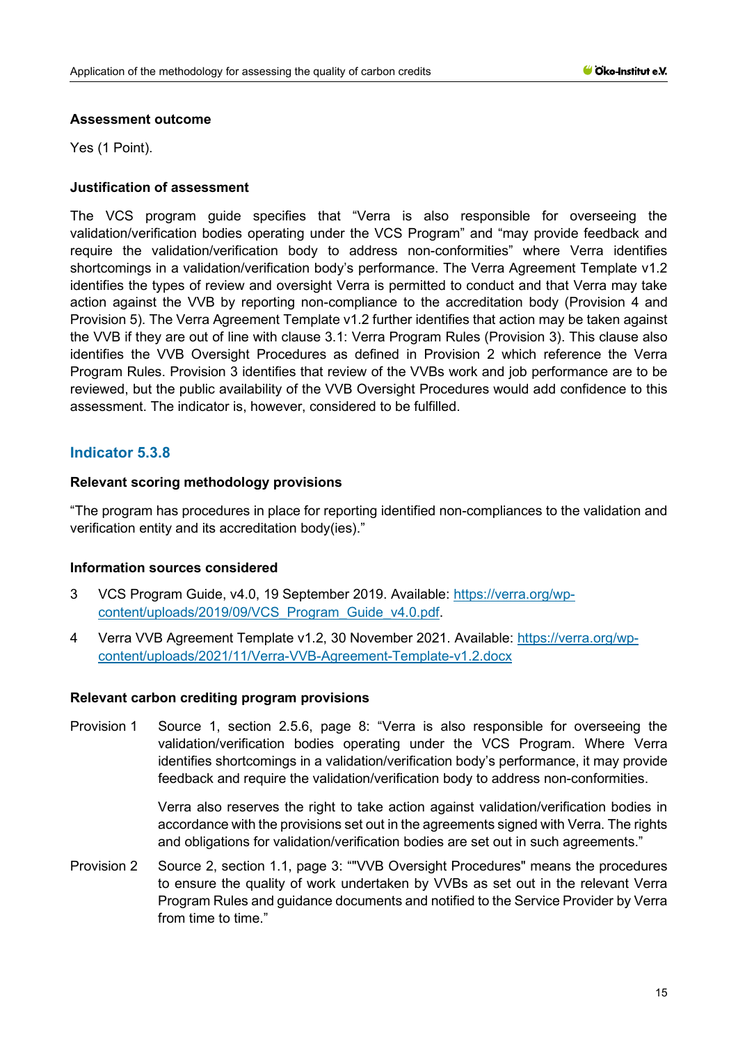### Assessment outcome

Yes (1 Point).

### Justification of assessment

The VCS program guide specifies that "Verra is also responsible for overseeing the validation/verification bodies operating under the VCS Program" and "may provide feedback and require the validation/verification body to address non-conformities" where Verra identifies shortcomings in a validation/verification body's performance. The Verra Agreement Template v1.2 identifies the types of review and oversight Verra is permitted to conduct and that Verra may take action against the VVB by reporting non-compliance to the accreditation body (Provision 4 and Provision 5). The Verra Agreement Template v1.2 further identifies that action may be taken against the VVB if they are out of line with clause 3.1: Verra Program Rules (Provision 3). This clause also identifies the VVB Oversight Procedures as defined in Provision 2 which reference the Verra Program Rules. Provision 3 identifies that review of the VVBs work and job performance are to be reviewed, but the public availability of the VVB Oversight Procedures would add confidence to this assessment. The indicator is, however, considered to be fulfilled.

## Indicator 5.3.8

### Relevant scoring methodology provisions

"The program has procedures in place for reporting identified non-compliances to the validation and verification entity and its accreditation body(ies)."

### Information sources considered

3 VCS Program Guide, v4.0, 19 September 2019. Available: https://verra.org/wp-content/uploads/2019/09/VCS_Program_Guide_v4.0.pdf.

4 Verra VVB Agreement Template v1.2, 30 November 2021. Available: https://verra.org/wp-content/uploads/2021/11/Verra-VVB-Agreement-Template-v1.2.docx

### Relevant carbon crediting program provisions

Provision 1 Source 1, section 2.5.6, page 8: "Verra is also responsible for overseeing the validation/verification bodies operating under the VCS Program. Where Verra identifies shortcomings in a validation/verification body's performance, it may provide feedback and require the validation/verification body to address non-conformities.

Verra also reserves the right to take action against validation/verification bodies in accordance with the provisions set out in the agreements signed with Verra. The rights and obligations for validation/verification bodies are set out in such agreements."

Provision 2 Source 2, section 1.1, page 3: ""VVB Oversight Procedures" means the procedures to ensure the quality of work undertaken by VVBs as set out in the relevant Verra Program Rules and guidance documents and notified to the Service Provider by Verra from time to time."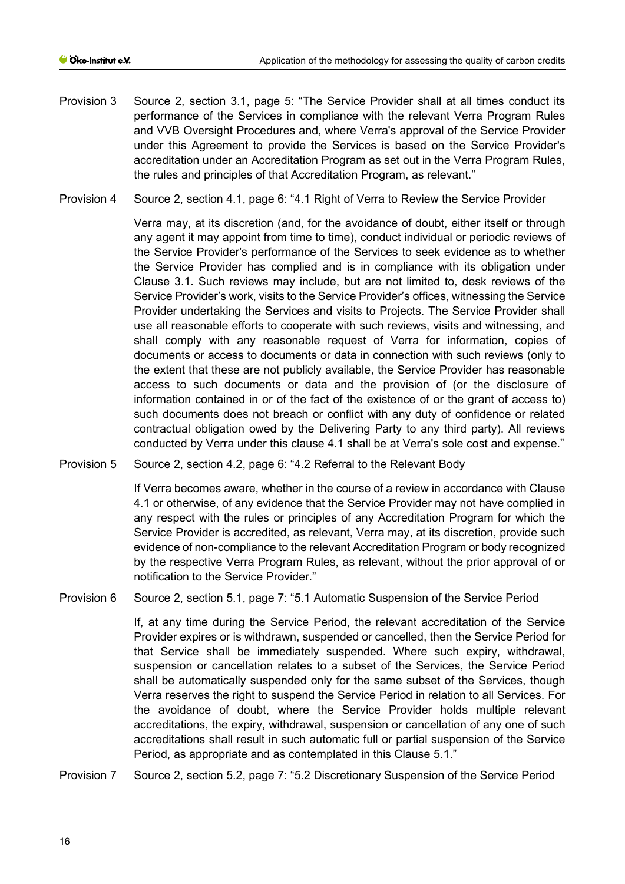Provision 3 Source 2, section 3.1, page 5: "The Service Provider shall at all times conduct its performance of the Services in compliance with the relevant Verra Program Rules and VVB Oversight Procedures and, where Verra's approval of the Service Provider under this Agreement to provide the Services is based on the Service Provider's accreditation under an Accreditation Program as set out in the Verra Program Rules, the rules and principles of that Accreditation Program, as relevant."

Provision 4 Source 2, section 4.1, page 6: "4.1 Right of Verra to Review the Service Provider

Verra may, at its discretion (and, for the avoidance of doubt, either itself or through any agent it may appoint from time to time), conduct individual or periodic reviews of the Service Provider's performance of the Services to seek evidence as to whether the Service Provider has complied and is in compliance with its obligation under Clause 3.1. Such reviews may include, but are not limited to, desk reviews of the Service Provider's work, visits to the Service Provider's offices, witnessing the Service Provider undertaking the Services and visits to Projects. The Service Provider shall use all reasonable efforts to cooperate with such reviews, visits and witnessing, and shall comply with any reasonable request of Verra for information, copies of documents or access to documents or data in connection with such reviews (only to the extent that these are not publicly available, the Service Provider has reasonable access to such documents or data and the provision of (or the disclosure of information contained in or of the fact of the existence of or the grant of access to) such documents does not breach or conflict with any duty of confidence or related contractual obligation owed by the Delivering Party to any third party). All reviews conducted by Verra under this clause 4.1 shall be at Verra's sole cost and expense."

Provision 5 Source 2, section 4.2, page 6: "4.2 Referral to the Relevant Body

If Verra becomes aware, whether in the course of a review in accordance with Clause 4.1 or otherwise, of any evidence that the Service Provider may not have complied in any respect with the rules or principles of any Accreditation Program for which the Service Provider is accredited, as relevant, Verra may, at its discretion, provide such evidence of non-compliance to the relevant Accreditation Program or body recognized by the respective Verra Program Rules, as relevant, without the prior approval of or notification to the Service Provider."

Provision 6 Source 2, section 5.1, page 7: "5.1 Automatic Suspension of the Service Period

If, at any time during the Service Period, the relevant accreditation of the Service Provider expires or is withdrawn, suspended or cancelled, then the Service Period for that Service shall be immediately suspended. Where such expiry, withdrawal, suspension or cancellation relates to a subset of the Services, the Service Period shall be automatically suspended only for the same subset of the Services, though Verra reserves the right to suspend the Service Period in relation to all Services. For the avoidance of doubt, where the Service Provider holds multiple relevant accreditations, the expiry, withdrawal, suspension or cancellation of any one of such accreditations shall result in such automatic full or partial suspension of the Service Period, as appropriate and as contemplated in this Clause 5.1."

Provision 7 Source 2, section 5.2, page 7: "5.2 Discretionary Suspension of the Service Period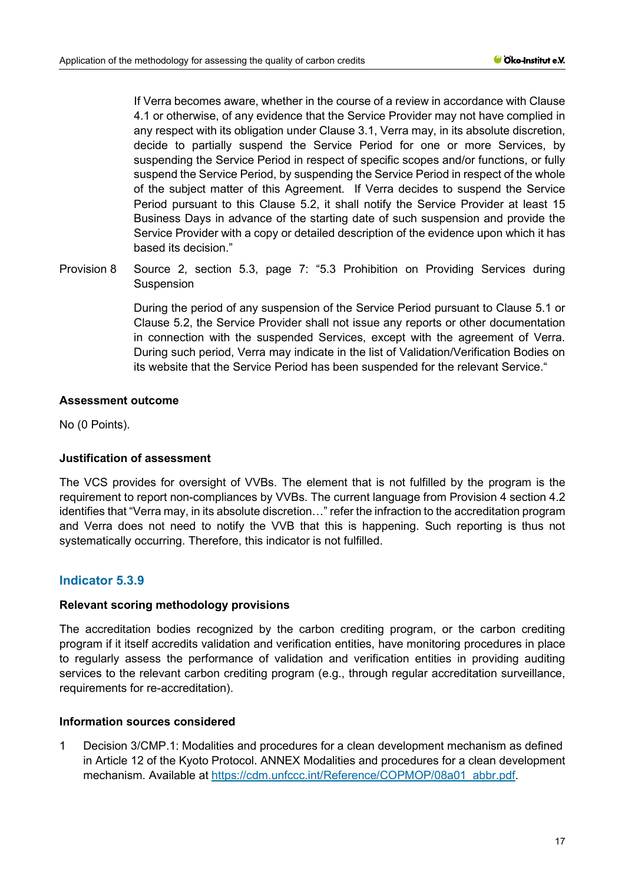If Verra becomes aware, whether in the course of a review in accordance with Clause 4.1 or otherwise, of any evidence that the Service Provider may not have complied in any respect with its obligation under Clause 3.1, Verra may, in its absolute discretion, decide to partially suspend the Service Period for one or more Services, by suspending the Service Period in respect of specific scopes and/or functions, or fully suspend the Service Period, by suspending the Service Period in respect of the whole of the subject matter of this Agreement. If Verra decides to suspend the Service Period pursuant to this Clause 5.2, it shall notify the Service Provider at least 15 Business Days in advance of the starting date of such suspension and provide the Service Provider with a copy or detailed description of the evidence upon which it has based its decision."

Provision 8 Source 2, section 5.3, page 7: "5.3 Prohibition on Providing Services during Suspension

During the period of any suspension of the Service Period pursuant to Clause 5.1 or Clause 5.2, the Service Provider shall not issue any reports or other documentation in connection with the suspended Services, except with the agreement of Verra. During such period, Verra may indicate in the list of Validation/Verification Bodies on its website that the Service Period has been suspended for the relevant Service."

**Assessment outcome**

No (0 Points).

**Justification of assessment**

The VCS provides for oversight of VVBs. The element that is not fulfilled by the program is the requirement to report non-compliances by VVBs. The current language from Provision 4 section 4.2 identifies that "Verra may, in its absolute discretion…" refer the infraction to the accreditation program and Verra does not need to notify the VVB that this is happening. Such reporting is thus not systematically occurring. Therefore, this indicator is not fulfilled.

## Indicator 5.3.9

**Relevant scoring methodology provisions**

The accreditation bodies recognized by the carbon crediting program, or the carbon crediting program if it itself accredits validation and verification entities, have monitoring procedures in place to regularly assess the performance of validation and verification entities in providing auditing services to the relevant carbon crediting program (e.g., through regular accreditation surveillance, requirements for re-accreditation).

**Information sources considered**

1. Decision 3/CMP.1: Modalities and procedures for a clean development mechanism as defined in Article 12 of the Kyoto Protocol. ANNEX Modalities and procedures for a clean development mechanism. Available at https://cdm.unfccc.int/Reference/COPMOP/08a01_abbr.pdf.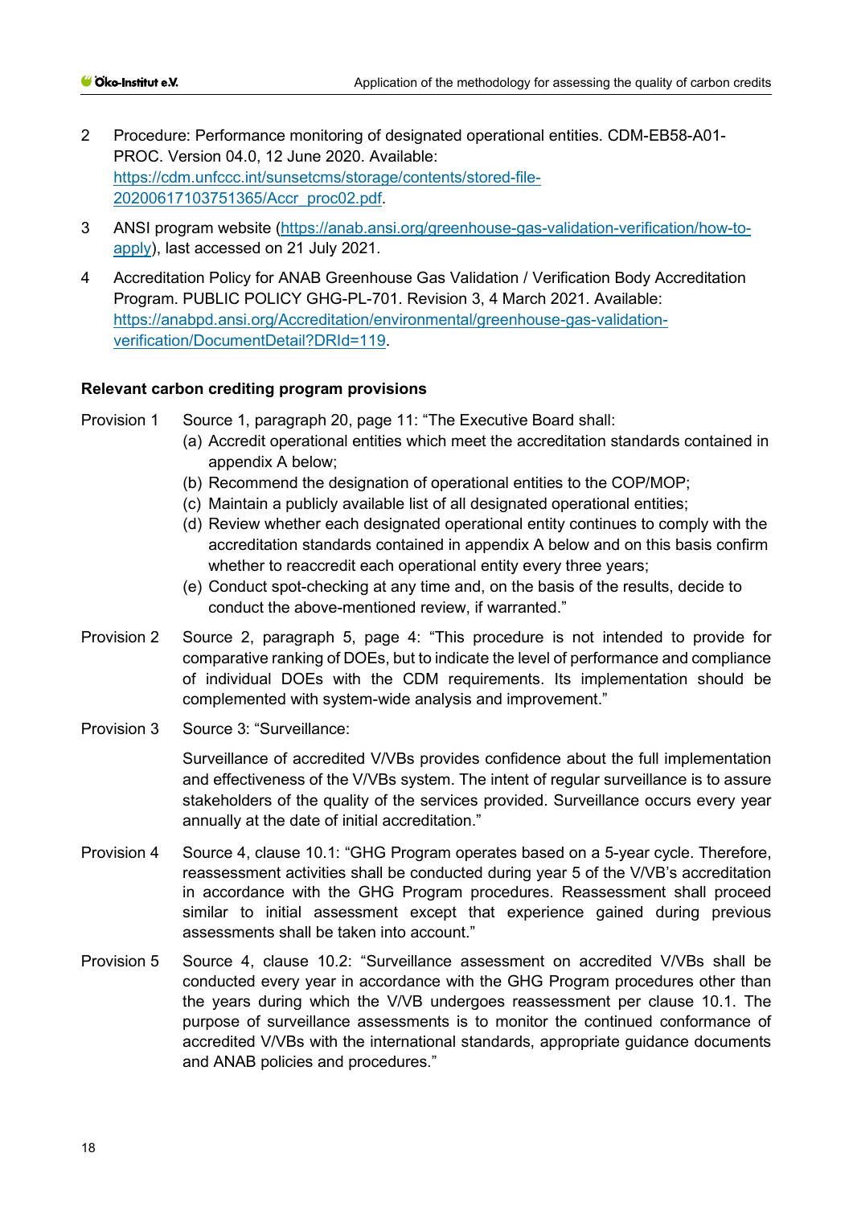2 Procedure: Performance monitoring of designated operational entities. CDM-EB58-A01-PROC. Version 04.0, 12 June 2020. Available: [https://cdm.unfccc.int/sunsetcms/storage/contents/stored-file-20200617103751365/Accr_proc02.pdf](https://cdm.unfccc.int/sunsetcms/storage/contents/stored-file-20200617103751365/Accr_proc02.pdf).

3 ANSI program website ([https://anab.ansi.org/greenhouse-gas-validation-verification/how-to-apply](https://anab.ansi.org/greenhouse-gas-validation-verification/how-to-apply)), last accessed on 21 July 2021.

4 Accreditation Policy for ANAB Greenhouse Gas Validation / Verification Body Accreditation Program. PUBLIC POLICY GHG-PL-701. Revision 3, 4 March 2021. Available: [https://anabpd.ansi.org/Accreditation/environmental/greenhouse-gas-validation-verification/DocumentDetail?DRId=119](https://anabpd.ansi.org/Accreditation/environmental/greenhouse-gas-validation-verification/DocumentDetail?DRId=119).

**Relevant carbon crediting program provisions**

Provision 1 Source 1, paragraph 20, page 11: "The Executive Board shall:

(a) Accredit operational entities which meet the accreditation standards contained in appendix A below;

(b) Recommend the designation of operational entities to the COP/MOP;

(c) Maintain a publicly available list of all designated operational entities;

(d) Review whether each designated operational entity continues to comply with the accreditation standards contained in appendix A below and on this basis confirm whether to reaccredit each operational entity every three years;

(e) Conduct spot-checking at any time and, on the basis of the results, decide to conduct the above-mentioned review, if warranted."

Provision 2 Source 2, paragraph 5, page 4: "This procedure is not intended to provide for comparative ranking of DOEs, but to indicate the level of performance and compliance of individual DOEs with the CDM requirements. Its implementation should be complemented with system-wide analysis and improvement."

Provision 3 Source 3: "Surveillance:

Surveillance of accredited V/VBs provides confidence about the full implementation and effectiveness of the V/VBs system. The intent of regular surveillance is to assure stakeholders of the quality of the services provided. Surveillance occurs every year annually at the date of initial accreditation."

Provision 4 Source 4, clause 10.1: "GHG Program operates based on a 5-year cycle. Therefore, reassessment activities shall be conducted during year 5 of the V/VB's accreditation in accordance with the GHG Program procedures. Reassessment shall proceed similar to initial assessment except that experience gained during previous assessments shall be taken into account."

Provision 5 Source 4, clause 10.2: "Surveillance assessment on accredited V/VBs shall be conducted every year in accordance with the GHG Program procedures other than the years during which the V/VB undergoes reassessment per clause 10.1. The purpose of surveillance assessments is to monitor the continued conformance of accredited V/VBs with the international standards, appropriate guidance documents and ANAB policies and procedures."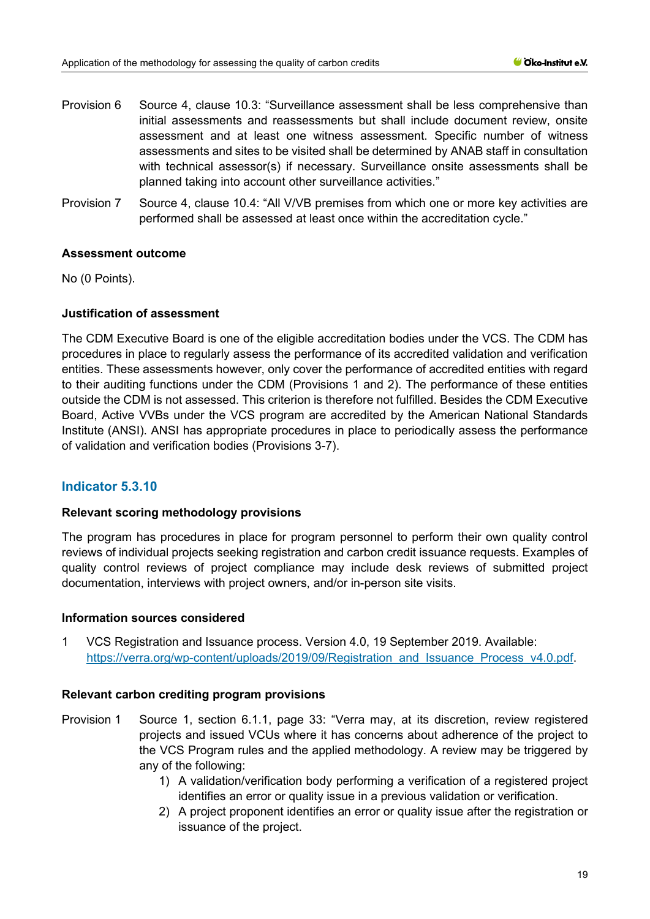Provision 6 Source 4, clause 10.3: "Surveillance assessment shall be less comprehensive than initial assessments and reassessments but shall include document review, onsite assessment and at least one witness assessment. Specific number of witness assessments and sites to be visited shall be determined by ANAB staff in consultation with technical assessor(s) if necessary. Surveillance onsite assessments shall be planned taking into account other surveillance activities."

Provision 7 Source 4, clause 10.4: "All V/VB premises from which one or more key activities are performed shall be assessed at least once within the accreditation cycle."

**Assessment outcome**

No (0 Points).

**Justification of assessment**

The CDM Executive Board is one of the eligible accreditation bodies under the VCS. The CDM has procedures in place to regularly assess the performance of its accredited validation and verification entities. These assessments however, only cover the performance of accredited entities with regard to their auditing functions under the CDM (Provisions 1 and 2). The performance of these entities outside the CDM is not assessed. This criterion is therefore not fulfilled. Besides the CDM Executive Board, Active VVBs under the VCS program are accredited by the American National Standards Institute (ANSI). ANSI has appropriate procedures in place to periodically assess the performance of validation and verification bodies (Provisions 3-7).

## Indicator 5.3.10

**Relevant scoring methodology provisions**

The program has procedures in place for program personnel to perform their own quality control reviews of individual projects seeking registration and carbon credit issuance requests. Examples of quality control reviews of project compliance may include desk reviews of submitted project documentation, interviews with project owners, and/or in-person site visits.

**Information sources considered**

1 VCS Registration and Issuance process. Version 4.0, 19 September 2019. Available: https://verra.org/wp-content/uploads/2019/09/Registration_and_Issuance_Process_v4.0.pdf.

**Relevant carbon crediting program provisions**

Provision 1 Source 1, section 6.1.1, page 33: "Verra may, at its discretion, review registered projects and issued VCUs where it has concerns about adherence of the project to the VCS Program rules and the applied methodology. A review may be triggered by any of the following:

1) A validation/verification body performing a verification of a registered project identifies an error or quality issue in a previous validation or verification.
2) A project proponent identifies an error or quality issue after the registration or issuance of the project.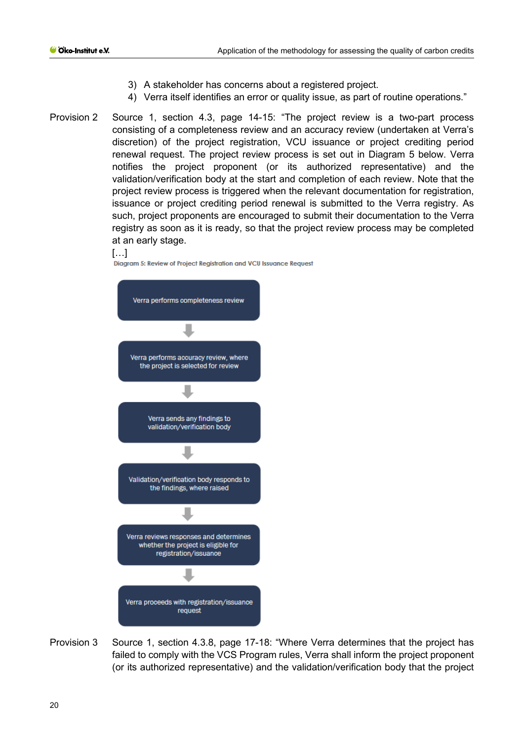3) A stakeholder has concerns about a registered project.
4) Verra itself identifies an error or quality issue, as part of routine operations."

Provision 2 Source 1, section 4.3, page 14-15: "The project review is a two-part process consisting of a completeness review and an accuracy review (undertaken at Verra's discretion) of the project registration, VCU issuance or project crediting period renewal request. The project review process is set out in Diagram 5 below. Verra notifies the project proponent (or its authorized representative) and the validation/verification body at the start and completion of each review. Note that the project review process is triggered when the relevant documentation for registration, issuance or project crediting period renewal is submitted to the Verra registry. As such, project proponents are encouraged to submit their documentation to the Verra registry as soon as it is ready, so that the project review process may be completed at an early stage.

[…]

Diagram 5: Review of Project Registration and VCU Issuance Request

Verra performs completeness review
↓
Verra performs accuracy review, where the project is selected for review
↓
Verra sends any findings to validation/verification body
↓
Validation/verification body responds to the findings, where raised
↓
Verra reviews responses and determines whether the project is eligible for registration/issuance
↓
Verra proceeds with registration/issuance request

Provision 3 Source 1, section 4.3.8, page 17-18: "Where Verra determines that the project has failed to comply with the VCS Program rules, Verra shall inform the project proponent (or its authorized representative) and the validation/verification body that the project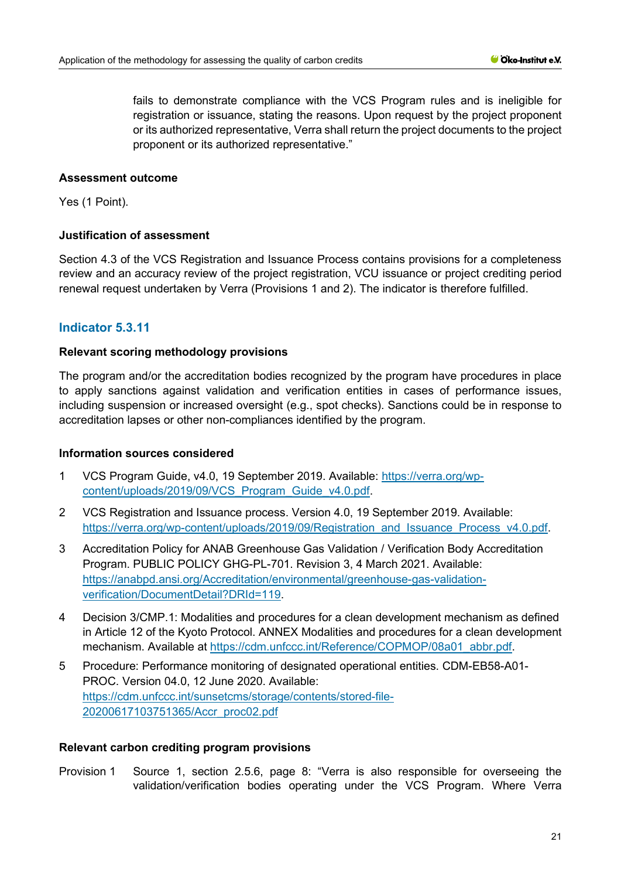fails to demonstrate compliance with the VCS Program rules and is ineligible for registration or issuance, stating the reasons. Upon request by the project proponent or its authorized representative, Verra shall return the project documents to the project proponent or its authorized representative."

**Assessment outcome**

Yes (1 Point).

**Justification of assessment**

Section 4.3 of the VCS Registration and Issuance Process contains provisions for a completeness review and an accuracy review of the project registration, VCU issuance or project crediting period renewal request undertaken by Verra (Provisions 1 and 2). The indicator is therefore fulfilled.

## Indicator 5.3.11

**Relevant scoring methodology provisions**

The program and/or the accreditation bodies recognized by the program have procedures in place to apply sanctions against validation and verification entities in cases of performance issues, including suspension or increased oversight (e.g., spot checks). Sanctions could be in response to accreditation lapses or other non-compliances identified by the program.

**Information sources considered**

1. VCS Program Guide, v4.0, 19 September 2019. Available: https://verra.org/wp-content/uploads/2019/09/VCS_Program_Guide_v4.0.pdf.
2. VCS Registration and Issuance process. Version 4.0, 19 September 2019. Available: https://verra.org/wp-content/uploads/2019/09/Registration_and_Issuance_Process_v4.0.pdf.
3. Accreditation Policy for ANAB Greenhouse Gas Validation / Verification Body Accreditation Program. PUBLIC POLICY GHG-PL-701. Revision 3, 4 March 2021. Available: https://anabpd.ansi.org/Accreditation/environmental/greenhouse-gas-validation-verification/DocumentDetail?DRId=119.
4. Decision 3/CMP.1: Modalities and procedures for a clean development mechanism as defined in Article 12 of the Kyoto Protocol. ANNEX Modalities and procedures for a clean development mechanism. Available at https://cdm.unfccc.int/Reference/COPMOP/08a01_abbr.pdf.
5. Procedure: Performance monitoring of designated operational entities. CDM-EB58-A01-PROC. Version 04.0, 12 June 2020. Available: https://cdm.unfccc.int/sunsetcms/storage/contents/stored-file-20200617103751365/Accr_proc02.pdf

**Relevant carbon crediting program provisions**

Provision 1 Source 1, section 2.5.6, page 8: "Verra is also responsible for overseeing the validation/verification bodies operating under the VCS Program. Where Verra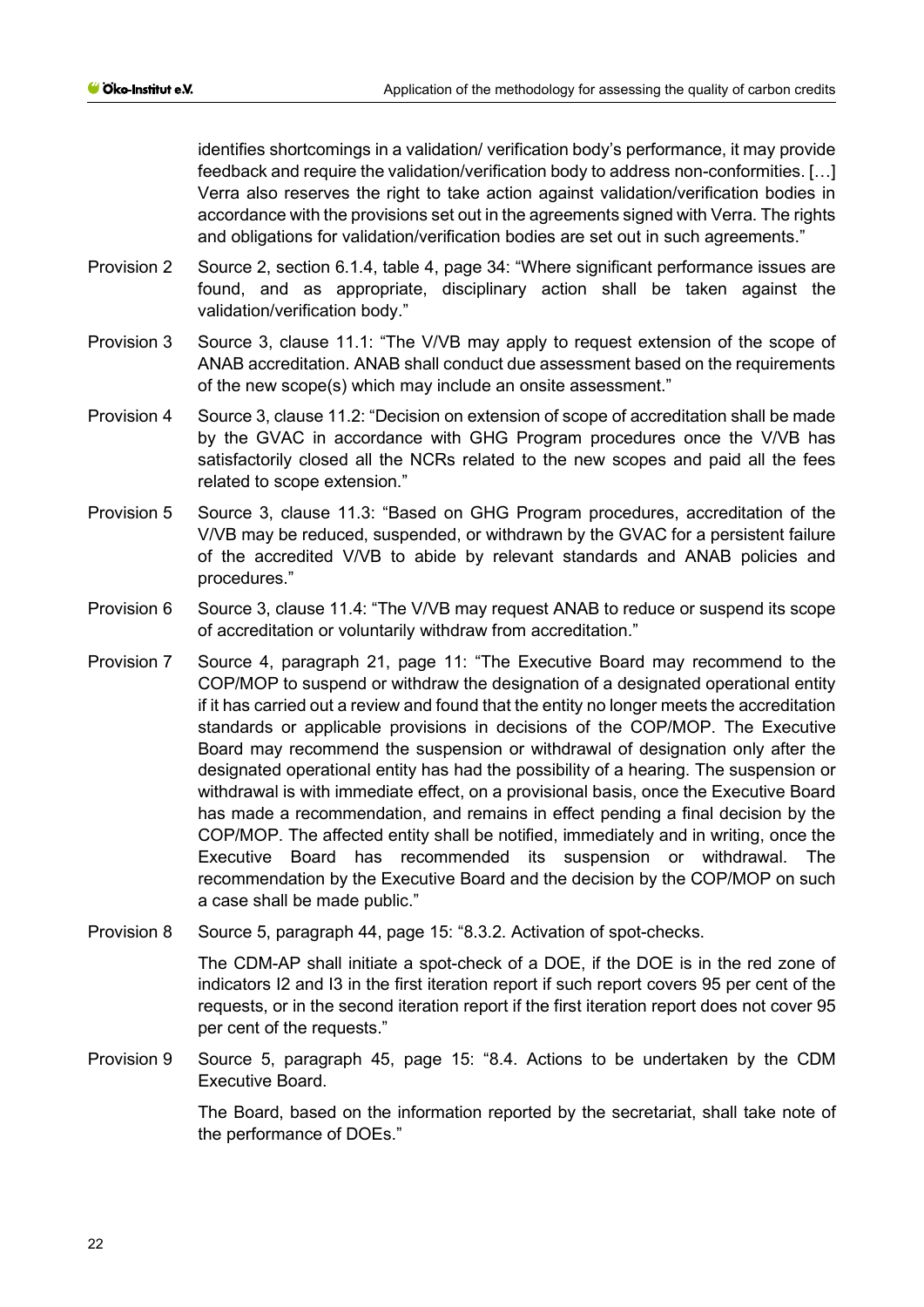identifies shortcomings in a validation/ verification body's performance, it may provide feedback and require the validation/verification body to address non-conformities. […] Verra also reserves the right to take action against validation/verification bodies in accordance with the provisions set out in the agreements signed with Verra. The rights and obligations for validation/verification bodies are set out in such agreements."

Provision 2 Source 2, section 6.1.4, table 4, page 34: "Where significant performance issues are found, and as appropriate, disciplinary action shall be taken against the validation/verification body."

Provision 3 Source 3, clause 11.1: "The V/VB may apply to request extension of the scope of ANAB accreditation. ANAB shall conduct due assessment based on the requirements of the new scope(s) which may include an onsite assessment."

Provision 4 Source 3, clause 11.2: "Decision on extension of scope of accreditation shall be made by the GVAC in accordance with GHG Program procedures once the V/VB has satisfactorily closed all the NCRs related to the new scopes and paid all the fees related to scope extension."

Provision 5 Source 3, clause 11.3: "Based on GHG Program procedures, accreditation of the V/VB may be reduced, suspended, or withdrawn by the GVAC for a persistent failure of the accredited V/VB to abide by relevant standards and ANAB policies and procedures."

Provision 6 Source 3, clause 11.4: "The V/VB may request ANAB to reduce or suspend its scope of accreditation or voluntarily withdraw from accreditation."

Provision 7 Source 4, paragraph 21, page 11: "The Executive Board may recommend to the COP/MOP to suspend or withdraw the designation of a designated operational entity if it has carried out a review and found that the entity no longer meets the accreditation standards or applicable provisions in decisions of the COP/MOP. The Executive Board may recommend the suspension or withdrawal of designation only after the designated operational entity has had the possibility of a hearing. The suspension or withdrawal is with immediate effect, on a provisional basis, once the Executive Board has made a recommendation, and remains in effect pending a final decision by the COP/MOP. The affected entity shall be notified, immediately and in writing, once the Executive Board has recommended its suspension or withdrawal. The recommendation by the Executive Board and the decision by the COP/MOP on such a case shall be made public."

Provision 8 Source 5, paragraph 44, page 15: "8.3.2. Activation of spot-checks.

The CDM-AP shall initiate a spot-check of a DOE, if the DOE is in the red zone of indicators I2 and I3 in the first iteration report if such report covers 95 per cent of the requests, or in the second iteration report if the first iteration report does not cover 95 per cent of the requests."

Provision 9 Source 5, paragraph 45, page 15: "8.4. Actions to be undertaken by the CDM Executive Board.

The Board, based on the information reported by the secretariat, shall take note of the performance of DOEs."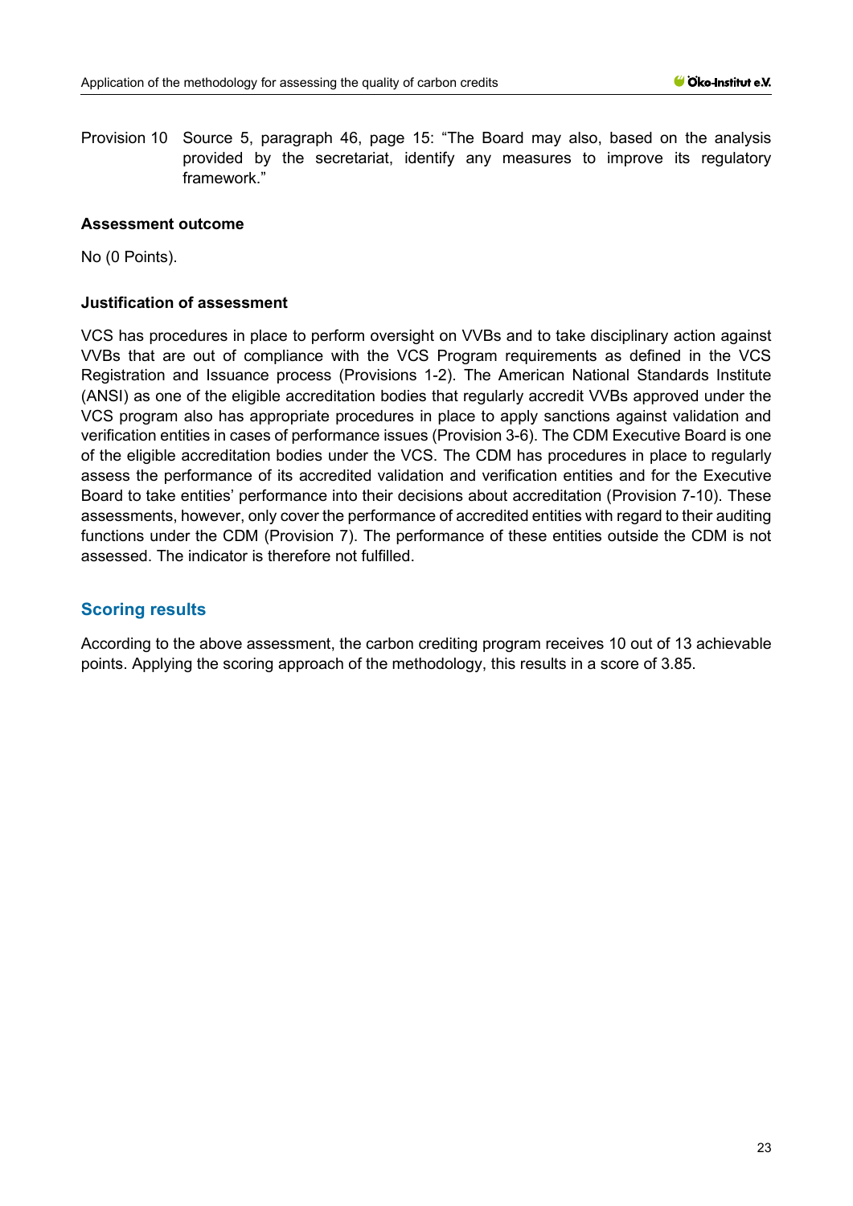Provision 10 Source 5, paragraph 46, page 15: "The Board may also, based on the analysis provided by the secretariat, identify any measures to improve its regulatory framework."

**Assessment outcome**

No (0 Points).

**Justification of assessment**

VCS has procedures in place to perform oversight on VVBs and to take disciplinary action against VVBs that are out of compliance with the VCS Program requirements as defined in the VCS Registration and Issuance process (Provisions 1-2). The American National Standards Institute (ANSI) as one of the eligible accreditation bodies that regularly accredit VVBs approved under the VCS program also has appropriate procedures in place to apply sanctions against validation and verification entities in cases of performance issues (Provision 3-6). The CDM Executive Board is one of the eligible accreditation bodies under the VCS. The CDM has procedures in place to regularly assess the performance of its accredited validation and verification entities and for the Executive Board to take entities' performance into their decisions about accreditation (Provision 7-10). These assessments, however, only cover the performance of accredited entities with regard to their auditing functions under the CDM (Provision 7). The performance of these entities outside the CDM is not assessed. The indicator is therefore not fulfilled.

## Scoring results

According to the above assessment, the carbon crediting program receives 10 out of 13 achievable points. Applying the scoring approach of the methodology, this results in a score of 3.85.